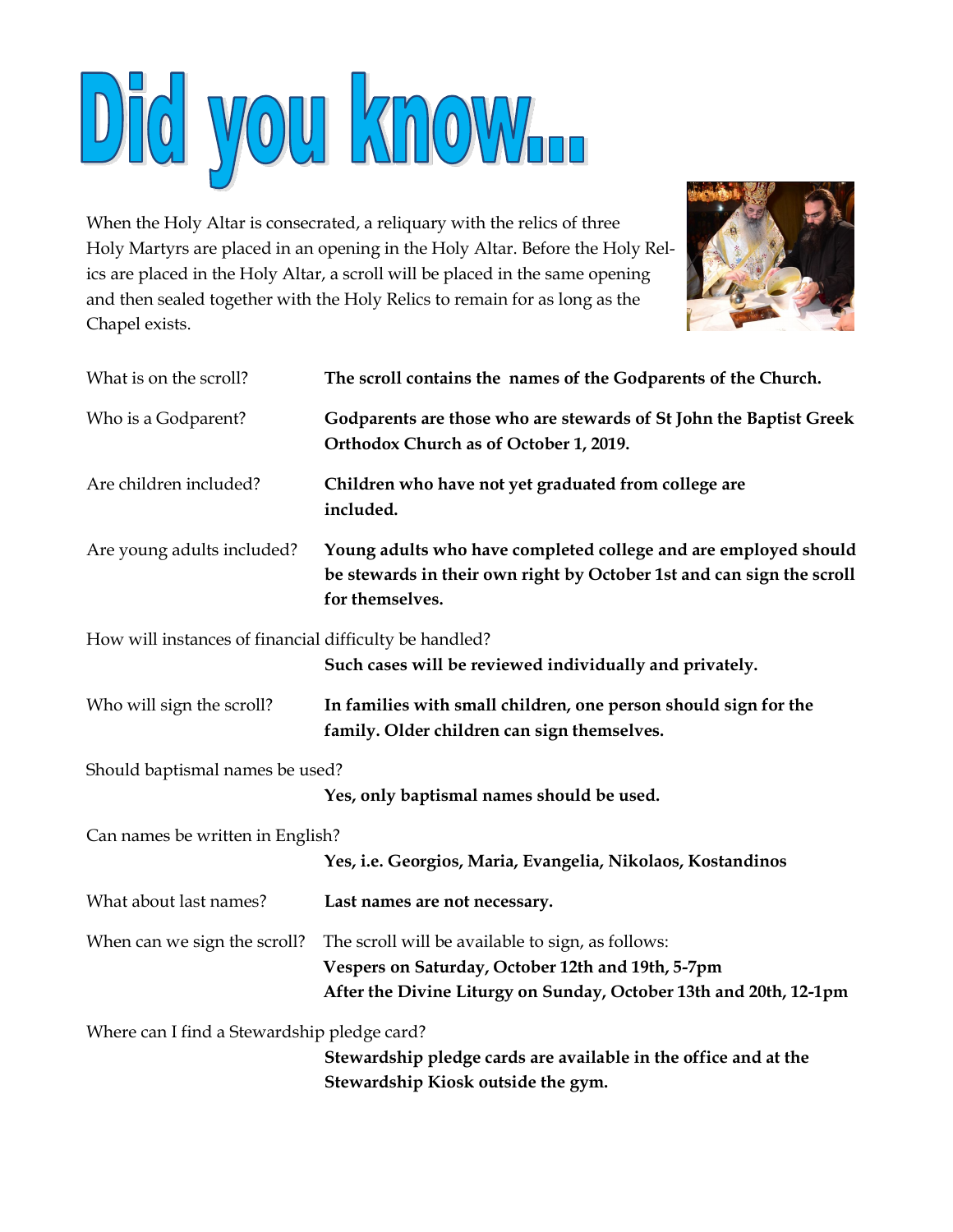# Did you know...

When the Holy Altar is consecrated, a reliquary with the relics of three Holy Martyrs are placed in an opening in the Holy Altar. Before the Holy Relics are placed in the Holy Altar, a scroll will be placed in the same opening and then sealed together with the Holy Relics to remain for as long as the Chapel exists.

What is on the scroll?
**The scroll contains the names of the Godparents of the Church.**

Who is a Godparent?
**Godparents are those who are stewards of St John the Baptist Greek Orthodox Church as of October 1, 2019.**

Are children included?
**Children who have not yet graduated from college are included.**

Are young adults included?
**Young adults who have completed college and are employed should be stewards in their own right by October 1st and can sign the scroll for themselves.**

How will instances of financial difficulty be handled?
**Such cases will be reviewed individually and privately.**

Who will sign the scroll?
**In families with small children, one person should sign for the family. Older children can sign themselves.**

Should baptismal names be used?
**Yes, only baptismal names should be used.**

Can names be written in English?
**Yes, i.e. Georgios, Maria, Evangelia, Nikolaos, Kostandinos**

What about last names?
**Last names are not necessary.**

When can we sign the scroll?
The scroll will be available to sign, as follows:
**Vespers on Saturday, October 12th and 19th, 5-7pm**
**After the Divine Liturgy on Sunday, October 13th and 20th, 12-1pm**

Where can I find a Stewardship pledge card?
**Stewardship pledge cards are available in the office and at the Stewardship Kiosk outside the gym.**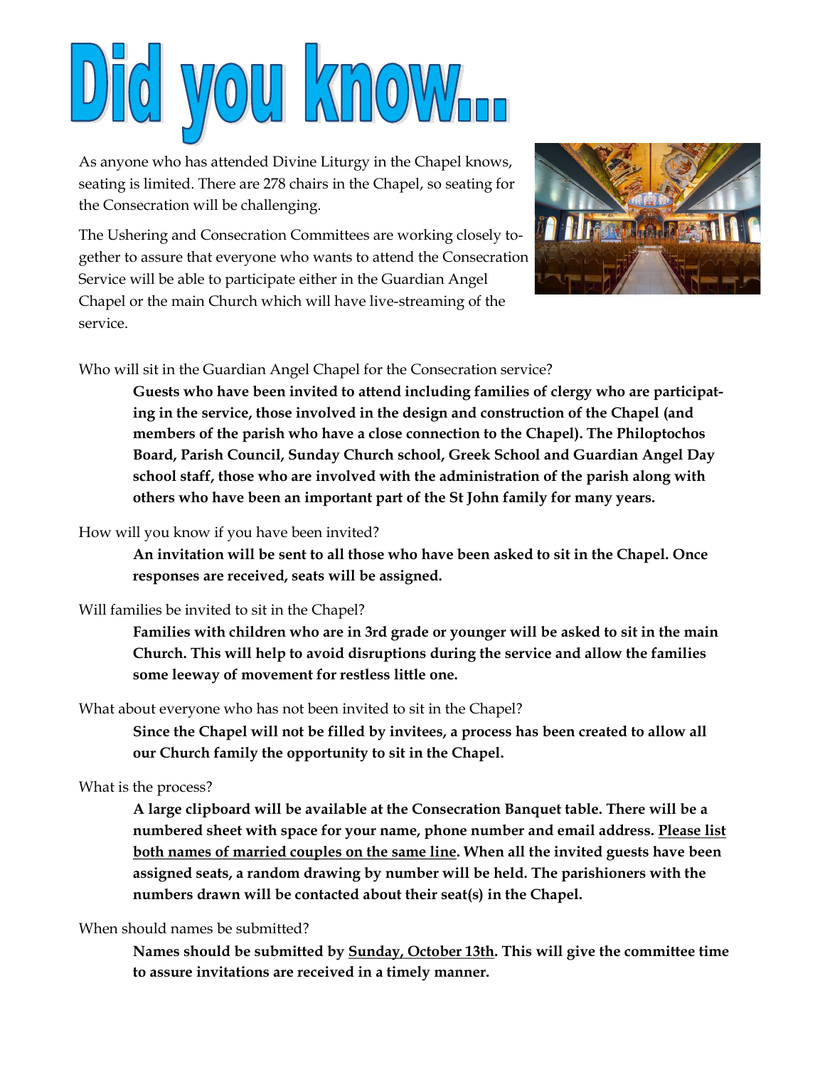# Did you know...

As anyone who has attended Divine Liturgy in the Chapel knows, seating is limited. There are 278 chairs in the Chapel, so seating for the Consecration will be challenging.

The Ushering and Consecration Committees are working closely together to assure that everyone who wants to attend the Consecration Service will be able to participate either in the Guardian Angel Chapel or the main Church which will have live-streaming of the service.

Who will sit in the Guardian Angel Chapel for the Consecration service?

> **Guests who have been invited to attend including families of clergy who are participating in the service, those involved in the design and construction of the Chapel (and members of the parish who have a close connection to the Chapel). The Philoptochos Board, Parish Council, Sunday Church school, Greek School and Guardian Angel Day school staff, those who are involved with the administration of the parish along with others who have been an important part of the St John family for many years.**

How will you know if you have been invited?

> **An invitation will be sent to all those who have been asked to sit in the Chapel. Once responses are received, seats will be assigned.**

Will families be invited to sit in the Chapel?

> **Families with children who are in 3rd grade or younger will be asked to sit in the main Church. This will help to avoid disruptions during the service and allow the families some leeway of movement for restless little one.**

What about everyone who has not been invited to sit in the Chapel?

> **Since the Chapel will not be filled by invitees, a process has been created to allow all our Church family the opportunity to sit in the Chapel.**

What is the process?

> **A large clipboard will be available at the Consecration Banquet table. There will be a numbered sheet with space for your name, phone number and email address. <u>Please list both names of married couples on the same line</u>. When all the invited guests have been assigned seats, a random drawing by number will be held. The parishioners with the numbers drawn will be contacted about their seat(s) in the Chapel.**

When should names be submitted?

> **Names should be submitted by <u>Sunday, October 13th</u>. This will give the committee time to assure invitations are received in a timely manner.**